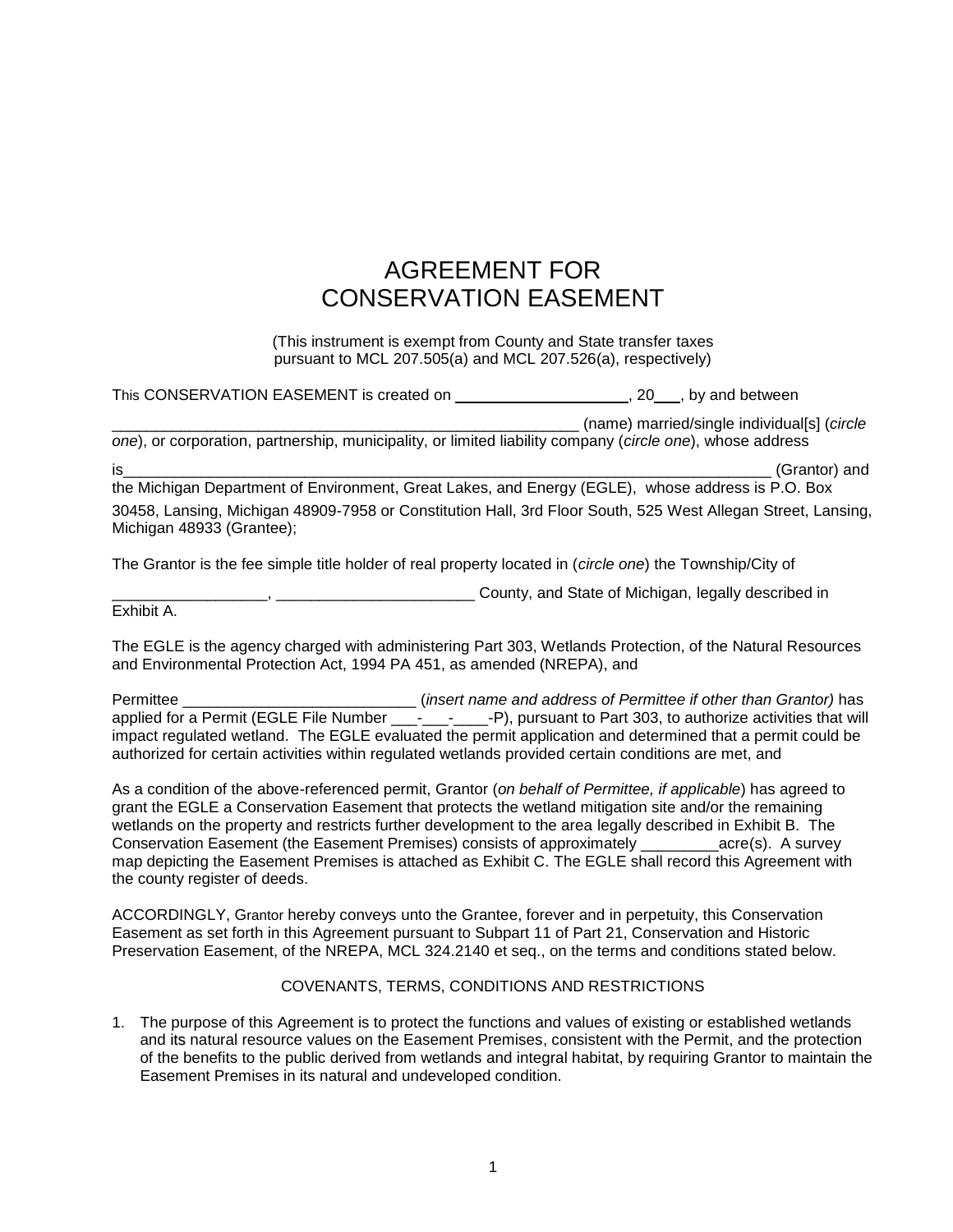# AGREEMENT FOR CONSERVATION EASEMENT

(This instrument is exempt from County and State transfer taxes pursuant to MCL 207.505(a) and MCL 207.526(a), respectively)

This CONSERVATION EASEMENT is created on ____________________, 20___, by and between

_________________________________________________________ (name) married/single individual[s] (*circle one*), or corporation, partnership, municipality, or limited liability company (*circle one*), whose address is_____________________________________________________________________________ (Grantor) and the Michigan Department of Environment, Great Lakes, and Energy (EGLE), whose address is P.O. Box 30458, Lansing, Michigan 48909-7958 or Constitution Hall, 3rd Floor South, 525 West Allegan Street, Lansing, Michigan 48933 (Grantee);

The Grantor is the fee simple title holder of real property located in (*circle one*) the Township/City of __________________, _______________________ County, and State of Michigan, legally described in Exhibit A.

The EGLE is the agency charged with administering Part 303, Wetlands Protection, of the Natural Resources and Environmental Protection Act, 1994 PA 451, as amended (NREPA), and

Permittee ___________________________ (*insert name and address of Permittee if other than Grantor)* has applied for a Permit (EGLE File Number ___-___-____-P), pursuant to Part 303, to authorize activities that will impact regulated wetland. The EGLE evaluated the permit application and determined that a permit could be authorized for certain activities within regulated wetlands provided certain conditions are met, and

As a condition of the above-referenced permit, Grantor (*on behalf of Permittee, if applicable*) has agreed to grant the EGLE a Conservation Easement that protects the wetland mitigation site and/or the remaining wetlands on the property and restricts further development to the area legally described in Exhibit B. The Conservation Easement (the Easement Premises) consists of approximately _________acre(s). A survey map depicting the Easement Premises is attached as Exhibit C. The EGLE shall record this Agreement with the county register of deeds.

ACCORDINGLY, Grantor hereby conveys unto the Grantee, forever and in perpetuity, this Conservation Easement as set forth in this Agreement pursuant to Subpart 11 of Part 21, Conservation and Historic Preservation Easement, of the NREPA, MCL 324.2140 et seq., on the terms and conditions stated below.

COVENANTS, TERMS, CONDITIONS AND RESTRICTIONS

1. The purpose of this Agreement is to protect the functions and values of existing or established wetlands and its natural resource values on the Easement Premises, consistent with the Permit, and the protection of the benefits to the public derived from wetlands and integral habitat, by requiring Grantor to maintain the Easement Premises in its natural and undeveloped condition.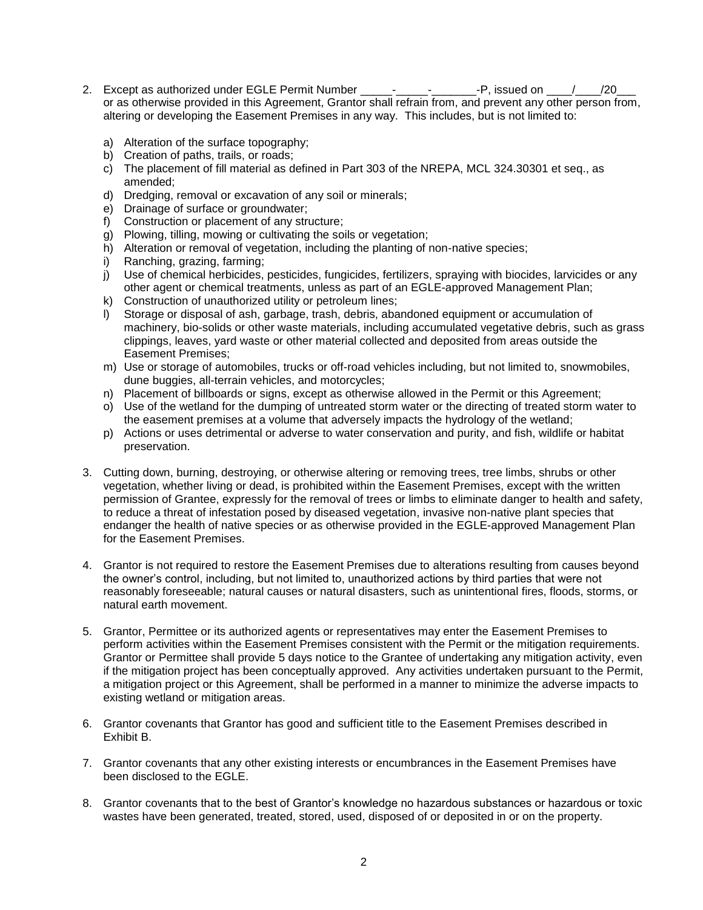2. Except as authorized under EGLE Permit Number _____-_____-_______-P, issued on ____/____/20___ or as otherwise provided in this Agreement, Grantor shall refrain from, and prevent any other person from, altering or developing the Easement Premises in any way. This includes, but is not limited to:

   a) Alteration of the surface topography;
   b) Creation of paths, trails, or roads;
   c) The placement of fill material as defined in Part 303 of the NREPA, MCL 324.30301 et seq., as amended;
   d) Dredging, removal or excavation of any soil or minerals;
   e) Drainage of surface or groundwater;
   f) Construction or placement of any structure;
   g) Plowing, tilling, mowing or cultivating the soils or vegetation;
   h) Alteration or removal of vegetation, including the planting of non-native species;
   i) Ranching, grazing, farming;
   j) Use of chemical herbicides, pesticides, fungicides, fertilizers, spraying with biocides, larvicides or any other agent or chemical treatments, unless as part of an EGLE-approved Management Plan;
   k) Construction of unauthorized utility or petroleum lines;
   l) Storage or disposal of ash, garbage, trash, debris, abandoned equipment or accumulation of machinery, bio-solids or other waste materials, including accumulated vegetative debris, such as grass clippings, leaves, yard waste or other material collected and deposited from areas outside the Easement Premises;
   m) Use or storage of automobiles, trucks or off-road vehicles including, but not limited to, snowmobiles, dune buggies, all-terrain vehicles, and motorcycles;
   n) Placement of billboards or signs, except as otherwise allowed in the Permit or this Agreement;
   o) Use of the wetland for the dumping of untreated storm water or the directing of treated storm water to the easement premises at a volume that adversely impacts the hydrology of the wetland;
   p) Actions or uses detrimental or adverse to water conservation and purity, and fish, wildlife or habitat preservation.

3. Cutting down, burning, destroying, or otherwise altering or removing trees, tree limbs, shrubs or other vegetation, whether living or dead, is prohibited within the Easement Premises, except with the written permission of Grantee, expressly for the removal of trees or limbs to eliminate danger to health and safety, to reduce a threat of infestation posed by diseased vegetation, invasive non-native plant species that endanger the health of native species or as otherwise provided in the EGLE-approved Management Plan for the Easement Premises.

4. Grantor is not required to restore the Easement Premises due to alterations resulting from causes beyond the owner's control, including, but not limited to, unauthorized actions by third parties that were not reasonably foreseeable; natural causes or natural disasters, such as unintentional fires, floods, storms, or natural earth movement.

5. Grantor, Permittee or its authorized agents or representatives may enter the Easement Premises to perform activities within the Easement Premises consistent with the Permit or the mitigation requirements. Grantor or Permittee shall provide 5 days notice to the Grantee of undertaking any mitigation activity, even if the mitigation project has been conceptually approved. Any activities undertaken pursuant to the Permit, a mitigation project or this Agreement, shall be performed in a manner to minimize the adverse impacts to existing wetland or mitigation areas.

6. Grantor covenants that Grantor has good and sufficient title to the Easement Premises described in Exhibit B.

7. Grantor covenants that any other existing interests or encumbrances in the Easement Premises have been disclosed to the EGLE.

8. Grantor covenants that to the best of Grantor's knowledge no hazardous substances or hazardous or toxic wastes have been generated, treated, stored, used, disposed of or deposited in or on the property.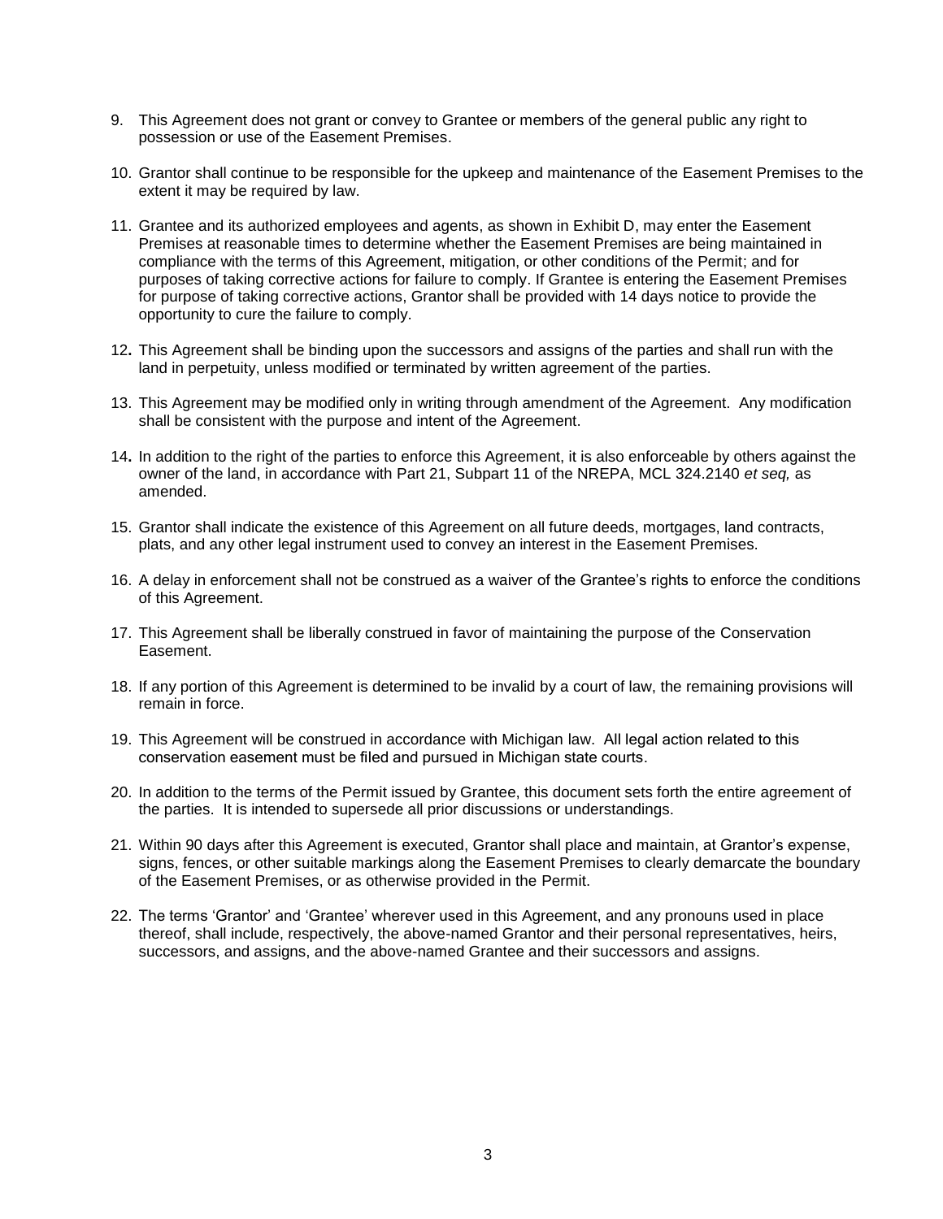9. This Agreement does not grant or convey to Grantee or members of the general public any right to possession or use of the Easement Premises.

10. Grantor shall continue to be responsible for the upkeep and maintenance of the Easement Premises to the extent it may be required by law.

11. Grantee and its authorized employees and agents, as shown in Exhibit D, may enter the Easement Premises at reasonable times to determine whether the Easement Premises are being maintained in compliance with the terms of this Agreement, mitigation, or other conditions of the Permit; and for purposes of taking corrective actions for failure to comply. If Grantee is entering the Easement Premises for purpose of taking corrective actions, Grantor shall be provided with 14 days notice to provide the opportunity to cure the failure to comply.

12. This Agreement shall be binding upon the successors and assigns of the parties and shall run with the land in perpetuity, unless modified or terminated by written agreement of the parties.

13. This Agreement may be modified only in writing through amendment of the Agreement. Any modification shall be consistent with the purpose and intent of the Agreement.

14. In addition to the right of the parties to enforce this Agreement, it is also enforceable by others against the owner of the land, in accordance with Part 21, Subpart 11 of the NREPA, MCL 324.2140 *et seq,* as amended.

15. Grantor shall indicate the existence of this Agreement on all future deeds, mortgages, land contracts, plats, and any other legal instrument used to convey an interest in the Easement Premises.

16. A delay in enforcement shall not be construed as a waiver of the Grantee's rights to enforce the conditions of this Agreement.

17. This Agreement shall be liberally construed in favor of maintaining the purpose of the Conservation Easement.

18. If any portion of this Agreement is determined to be invalid by a court of law, the remaining provisions will remain in force.

19. This Agreement will be construed in accordance with Michigan law. All legal action related to this conservation easement must be filed and pursued in Michigan state courts.

20. In addition to the terms of the Permit issued by Grantee, this document sets forth the entire agreement of the parties. It is intended to supersede all prior discussions or understandings.

21. Within 90 days after this Agreement is executed, Grantor shall place and maintain, at Grantor's expense, signs, fences, or other suitable markings along the Easement Premises to clearly demarcate the boundary of the Easement Premises, or as otherwise provided in the Permit.

22. The terms 'Grantor' and 'Grantee' wherever used in this Agreement, and any pronouns used in place thereof, shall include, respectively, the above-named Grantor and their personal representatives, heirs, successors, and assigns, and the above-named Grantee and their successors and assigns.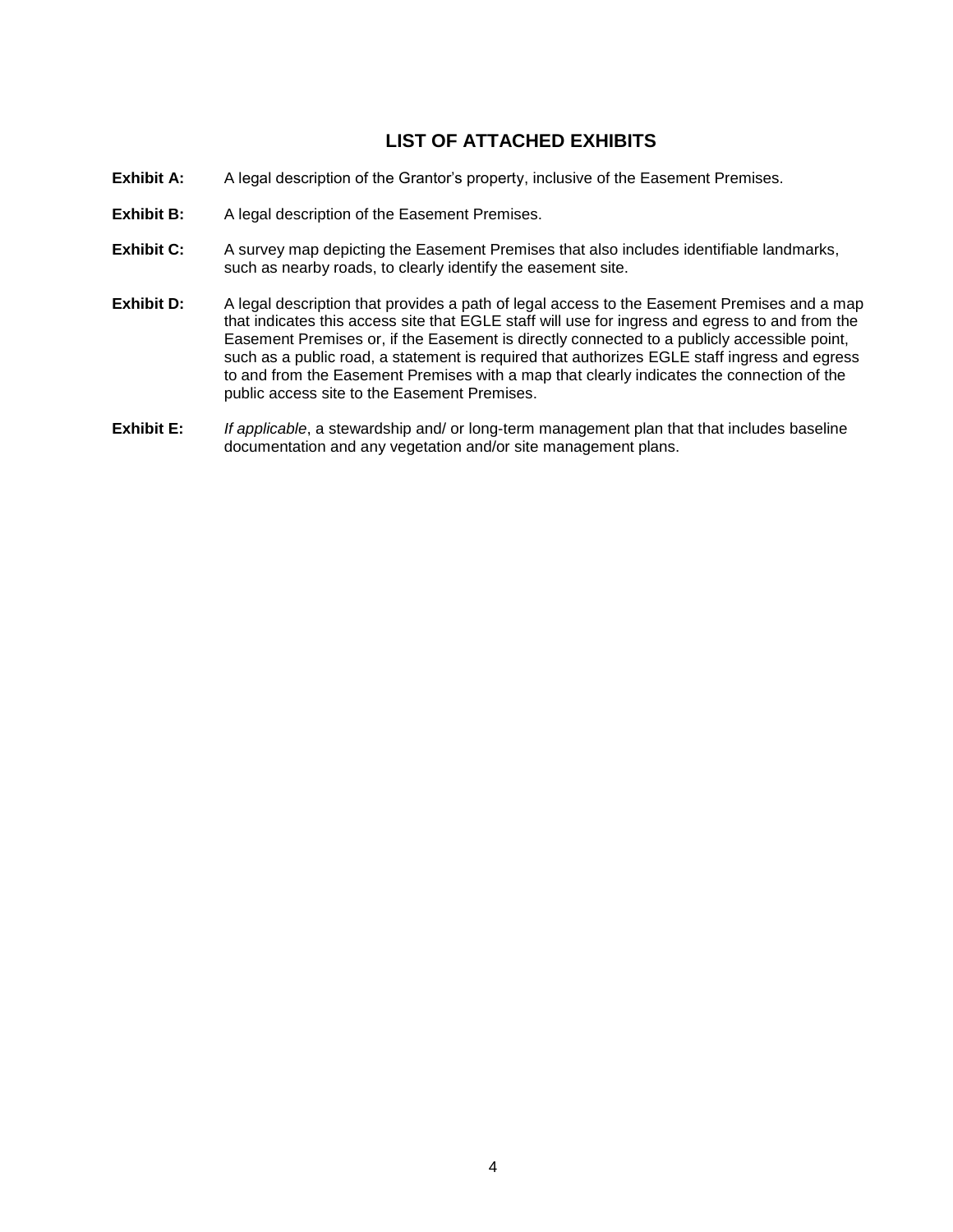## LIST OF ATTACHED EXHIBITS

**Exhibit A:** A legal description of the Grantor's property, inclusive of the Easement Premises.

**Exhibit B:** A legal description of the Easement Premises.

**Exhibit C:** A survey map depicting the Easement Premises that also includes identifiable landmarks, such as nearby roads, to clearly identify the easement site.

**Exhibit D:** A legal description that provides a path of legal access to the Easement Premises and a map that indicates this access site that EGLE staff will use for ingress and egress to and from the Easement Premises or, if the Easement is directly connected to a publicly accessible point, such as a public road, a statement is required that authorizes EGLE staff ingress and egress to and from the Easement Premises with a map that clearly indicates the connection of the public access site to the Easement Premises.

**Exhibit E:** *If applicable*, a stewardship and/ or long-term management plan that that includes baseline documentation and any vegetation and/or site management plans.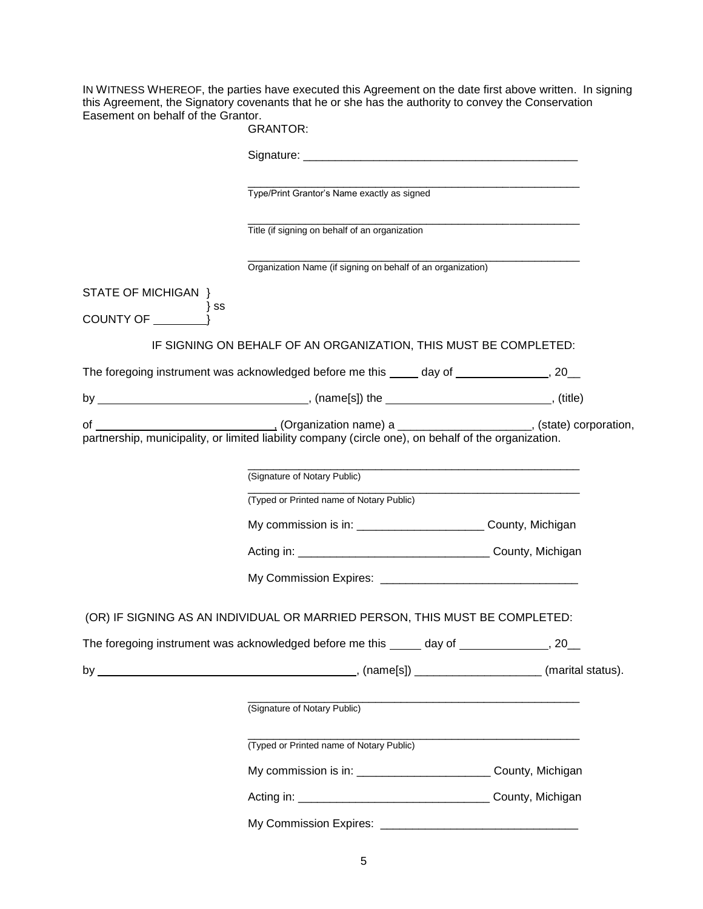IN WITNESS WHEREOF, the parties have executed this Agreement on the date first above written. In signing this Agreement, the Signatory covenants that he or she has the authority to convey the Conservation Easement on behalf of the Grantor.

GRANTOR:

Signature: ___________________________________________

_______________________________________________________
Type/Print Grantor's Name exactly as signed

_______________________________________________________
Title (if signing on behalf of an organization

_______________________________________________________
Organization Name (if signing on behalf of an organization)

STATE OF MICHIGAN }
} ss
COUNTY OF ________}

IF SIGNING ON BEHALF OF AN ORGANIZATION, THIS MUST BE COMPLETED:

The foregoing instrument was acknowledged before me this _____ day of _______________, 20__

by ________________________________, (name[s]) the __________________________, (title)

of ____________________________, (Organization name) a ____________________, (state) corporation, partnership, municipality, or limited liability company (circle one), on behalf of the organization.

_______________________________________________________
(Signature of Notary Public)

_______________________________________________________
(Typed or Printed name of Notary Public)

My commission is in: ____________________ County, Michigan

Acting in: ______________________________ County, Michigan

My Commission Expires: ______________________________

(OR) IF SIGNING AS AN INDIVIDUAL OR MARRIED PERSON, THIS MUST BE COMPLETED:

The foregoing instrument was acknowledged before me this _____ day of ______________, 20__

by ___________________________________________, (name[s]) ____________________ (marital status).

_______________________________________________________
(Signature of Notary Public)

_______________________________________________________
(Typed or Printed name of Notary Public)

My commission is in: _____________________ County, Michigan

Acting in: ______________________________ County, Michigan

My Commission Expires: ______________________________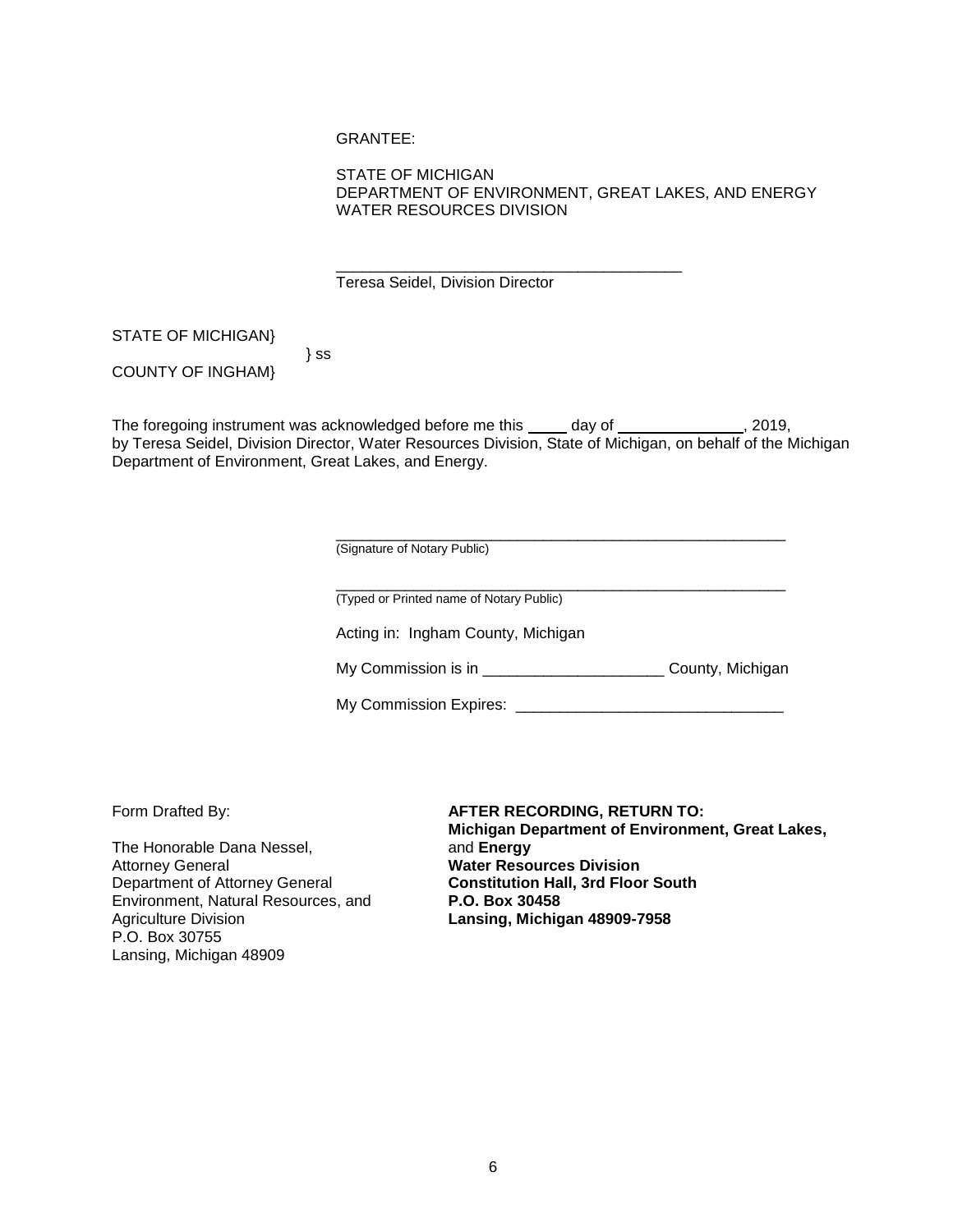GRANTEE:

STATE OF MICHIGAN
DEPARTMENT OF ENVIRONMENT, GREAT LAKES, AND ENERGY
WATER RESOURCES DIVISION

\_\_\_\_\_\_\_\_\_\_\_\_\_\_\_\_\_\_\_\_\_\_\_\_\_\_\_\_\_\_\_\_\_\_\_\_\_\_\_\_
Teresa Seidel, Division Director

STATE OF MICHIGAN}
} ss
COUNTY OF INGHAM}

The foregoing instrument was acknowledged before me this \_\_\_\_\_ day of \_\_\_\_\_\_\_\_\_\_\_\_\_\_\_, 2019, by Teresa Seidel, Division Director, Water Resources Division, State of Michigan, on behalf of the Michigan Department of Environment, Great Lakes, and Energy.

\_\_\_\_\_\_\_\_\_\_\_\_\_\_\_\_\_\_\_\_\_\_\_\_\_\_\_\_\_\_\_\_\_\_\_\_\_\_\_\_\_\_\_\_\_\_\_\_\_\_\_\_\_\_
(Signature of Notary Public)

\_\_\_\_\_\_\_\_\_\_\_\_\_\_\_\_\_\_\_\_\_\_\_\_\_\_\_\_\_\_\_\_\_\_\_\_\_\_\_\_\_\_\_\_\_\_\_\_\_\_\_\_\_\_
(Typed or Printed name of Notary Public)

Acting in: Ingham County, Michigan

My Commission is in \_\_\_\_\_\_\_\_\_\_\_\_\_\_\_\_\_\_\_\_\_ County, Michigan

My Commission Expires: \_\_\_\_\_\_\_\_\_\_\_\_\_\_\_\_\_\_\_\_\_\_\_\_\_\_\_\_\_\_\_

Form Drafted By:

The Honorable Dana Nessel,
Attorney General
Department of Attorney General
Environment, Natural Resources, and
Agriculture Division
P.O. Box 30755
Lansing, Michigan 48909

**AFTER RECORDING, RETURN TO:**
**Michigan Department of Environment, Great Lakes,** and **Energy**
**Water Resources Division**
**Constitution Hall, 3rd Floor South**
**P.O. Box 30458**
**Lansing, Michigan 48909-7958**